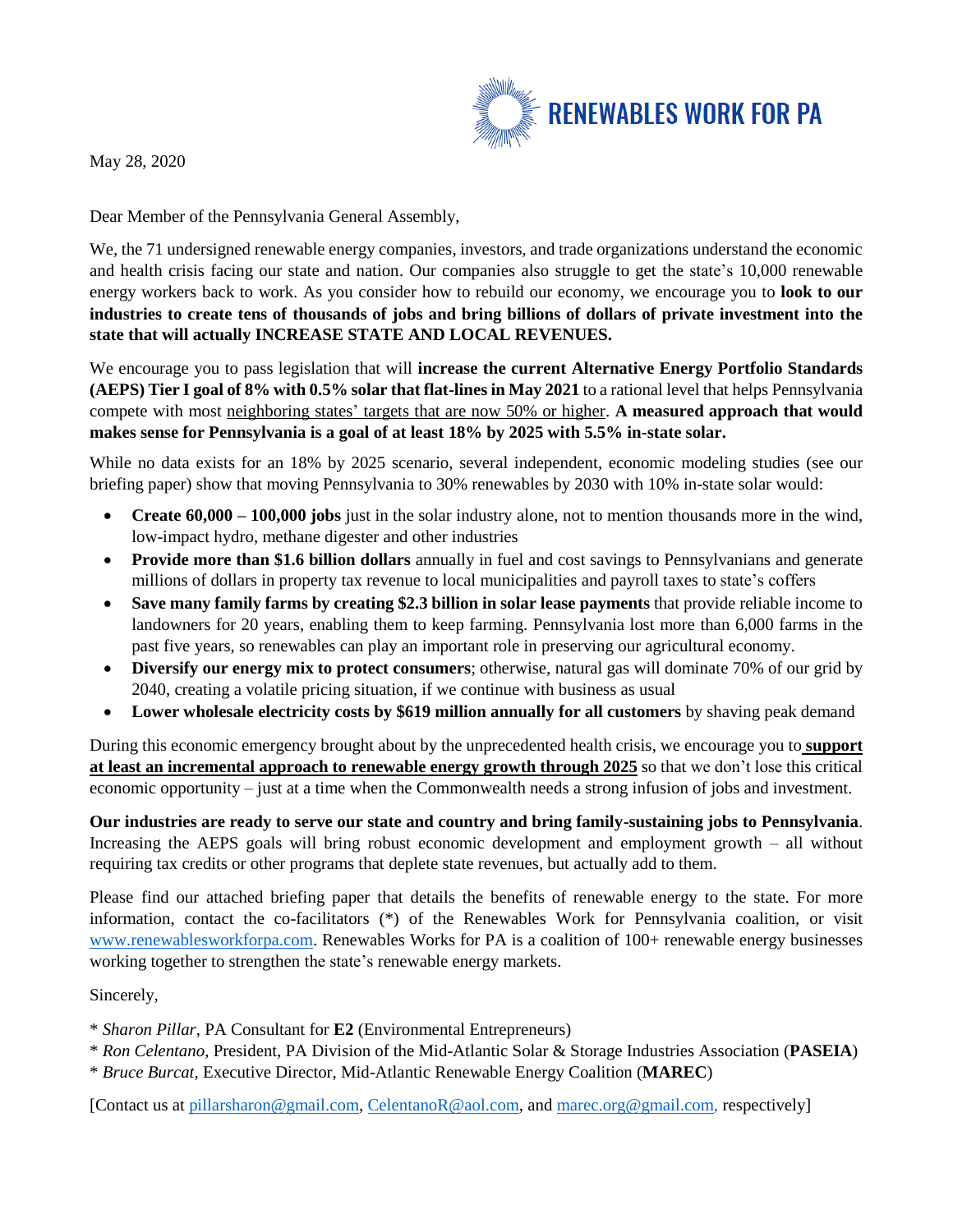RENEWABLES WORK FOR PA

May 28, 2020

Dear Member of the Pennsylvania General Assembly,

We, the 71 undersigned renewable energy companies, investors, and trade organizations understand the economic and health crisis facing our state and nation. Our companies also struggle to get the state's 10,000 renewable energy workers back to work. As you consider how to rebuild our economy, we encourage you to **look to our industries to create tens of thousands of jobs and bring billions of dollars of private investment into the state that will actually INCREASE STATE AND LOCAL REVENUES.**

We encourage you to pass legislation that will **increase the current Alternative Energy Portfolio Standards (AEPS) Tier I goal of 8% with 0.5% solar that flat-lines in May 2021** to a rational level that helps Pennsylvania compete with most neighboring states' targets that are now 50% or higher. **A measured approach that would makes sense for Pennsylvania is a goal of at least 18% by 2025 with 5.5% in-state solar.**

While no data exists for an 18% by 2025 scenario, several independent, economic modeling studies (see our briefing paper) show that moving Pennsylvania to 30% renewables by 2030 with 10% in-state solar would:

- **Create 60,000 – 100,000 jobs** just in the solar industry alone, not to mention thousands more in the wind, low-impact hydro, methane digester and other industries
- **Provide more than $1.6 billion dollars** annually in fuel and cost savings to Pennsylvanians and generate millions of dollars in property tax revenue to local municipalities and payroll taxes to state's coffers
- **Save many family farms by creating $2.3 billion in solar lease payments** that provide reliable income to landowners for 20 years, enabling them to keep farming. Pennsylvania lost more than 6,000 farms in the past five years, so renewables can play an important role in preserving our agricultural economy.
- **Diversify our energy mix to protect consumers**; otherwise, natural gas will dominate 70% of our grid by 2040, creating a volatile pricing situation, if we continue with business as usual
- **Lower wholesale electricity costs by $619 million annually for all customers** by shaving peak demand

During this economic emergency brought about by the unprecedented health crisis, we encourage you to **support at least an incremental approach to renewable energy growth through 2025** so that we don't lose this critical economic opportunity – just at a time when the Commonwealth needs a strong infusion of jobs and investment.

**Our industries are ready to serve our state and country and bring family-sustaining jobs to Pennsylvania**. Increasing the AEPS goals will bring robust economic development and employment growth – all without requiring tax credits or other programs that deplete state revenues, but actually add to them.

Please find our attached briefing paper that details the benefits of renewable energy to the state. For more information, contact the co-facilitators (*) of the Renewables Work for Pennsylvania coalition, or visit www.renewablesworkforpa.com. Renewables Works for PA is a coalition of 100+ renewable energy businesses working together to strengthen the state's renewable energy markets.

Sincerely,

\* *Sharon Pillar*, PA Consultant for **E2** (Environmental Entrepreneurs)
\* *Ron Celentano*, President, PA Division of the Mid-Atlantic Solar & Storage Industries Association (**PASEIA**)
\* *Bruce Burcat*, Executive Director, Mid-Atlantic Renewable Energy Coalition (**MAREC**)

[Contact us at pillarsharon@gmail.com, CelentanoR@aol.com, and marec.org@gmail.com, respectively]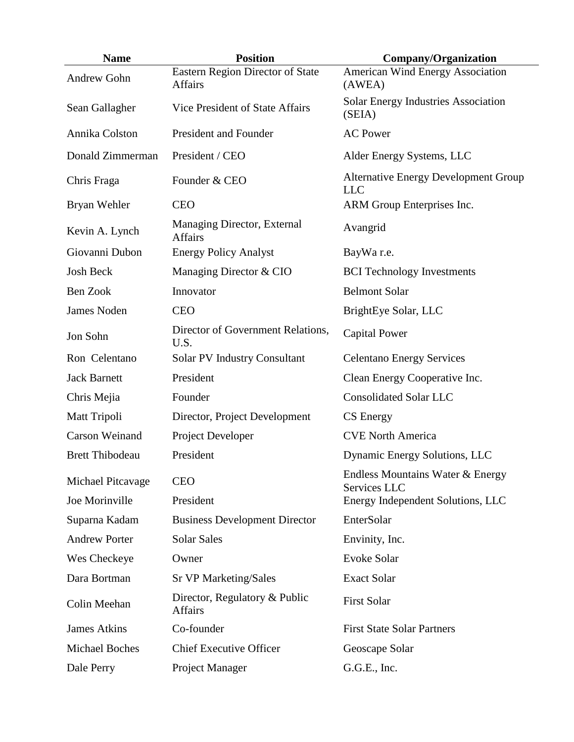| Name | Position | Company/Organization |
|---|---|---|
| Andrew Gohn | Eastern Region Director of State Affairs | American Wind Energy Association (AWEA) |
| Sean Gallagher | Vice President of State Affairs | Solar Energy Industries Association (SEIA) |
| Annika Colston | President and Founder | AC Power |
| Donald Zimmerman | President / CEO | Alder Energy Systems, LLC |
| Chris Fraga | Founder & CEO | Alternative Energy Development Group LLC |
| Bryan Wehler | CEO | ARM Group Enterprises Inc. |
| Kevin A. Lynch | Managing Director, External Affairs | Avangrid |
| Giovanni Dubon | Energy Policy Analyst | BayWa r.e. |
| Josh Beck | Managing Director & CIO | BCI Technology Investments |
| Ben Zook | Innovator | Belmont Solar |
| James Noden | CEO | BrightEye Solar, LLC |
| Jon Sohn | Director of Government Relations, U.S. | Capital Power |
| Ron Celentano | Solar PV Industry Consultant | Celentano Energy Services |
| Jack Barnett | President | Clean Energy Cooperative Inc. |
| Chris Mejia | Founder | Consolidated Solar LLC |
| Matt Tripoli | Director, Project Development | CS Energy |
| Carson Weinand | Project Developer | CVE North America |
| Brett Thibodeau | President | Dynamic Energy Solutions, LLC |
| Michael Pitcavage | CEO | Endless Mountains Water & Energy Services LLC |
| Joe Morinville | President | Energy Independent Solutions, LLC |
| Suparna Kadam | Business Development Director | EnterSolar |
| Andrew Porter | Solar Sales | Envinity, Inc. |
| Wes Checkeye | Owner | Evoke Solar |
| Dara Bortman | Sr VP Marketing/Sales | Exact Solar |
| Colin Meehan | Director, Regulatory & Public Affairs | First Solar |
| James Atkins | Co-founder | First State Solar Partners |
| Michael Boches | Chief Executive Officer | Geoscape Solar |
| Dale Perry | Project Manager | G.G.E., Inc. |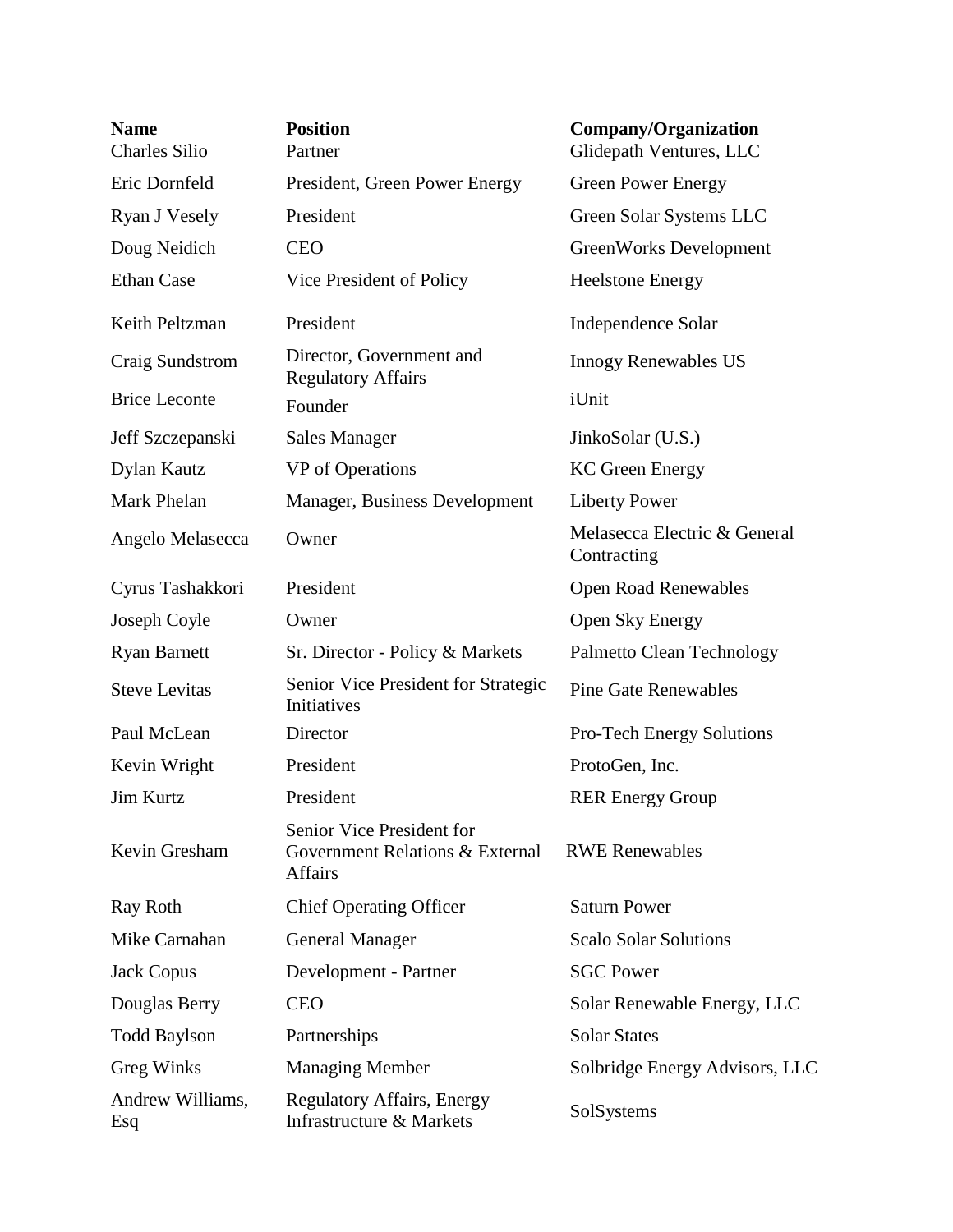| Name | Position | Company/Organization |
| --- | --- | --- |
| Charles Silio | Partner | Glidepath Ventures, LLC |
| Eric Dornfeld | President, Green Power Energy | Green Power Energy |
| Ryan J Vesely | President | Green Solar Systems LLC |
| Doug Neidich | CEO | GreenWorks Development |
| Ethan Case | Vice President of Policy | Heelstone Energy |
| Keith Peltzman | President | Independence Solar |
| Craig Sundstrom | Director, Government and Regulatory Affairs | Innogy Renewables US |
| Brice Leconte | Founder | iUnit |
| Jeff Szczepanski | Sales Manager | JinkoSolar (U.S.) |
| Dylan Kautz | VP of Operations | KC Green Energy |
| Mark Phelan | Manager, Business Development | Liberty Power |
| Angelo Melasecca | Owner | Melasecca Electric & General Contracting |
| Cyrus Tashakkori | President | Open Road Renewables |
| Joseph Coyle | Owner | Open Sky Energy |
| Ryan Barnett | Sr. Director - Policy & Markets | Palmetto Clean Technology |
| Steve Levitas | Senior Vice President for Strategic Initiatives | Pine Gate Renewables |
| Paul McLean | Director | Pro-Tech Energy Solutions |
| Kevin Wright | President | ProtoGen, Inc. |
| Jim Kurtz | President | RER Energy Group |
| Kevin Gresham | Senior Vice President for Government Relations & External Affairs | RWE Renewables |
| Ray Roth | Chief Operating Officer | Saturn Power |
| Mike Carnahan | General Manager | Scalo Solar Solutions |
| Jack Copus | Development - Partner | SGC Power |
| Douglas Berry | CEO | Solar Renewable Energy, LLC |
| Todd Baylson | Partnerships | Solar States |
| Greg Winks | Managing Member | Solbridge Energy Advisors, LLC |
| Andrew Williams, Esq | Regulatory Affairs, Energy Infrastructure & Markets | SolSystems |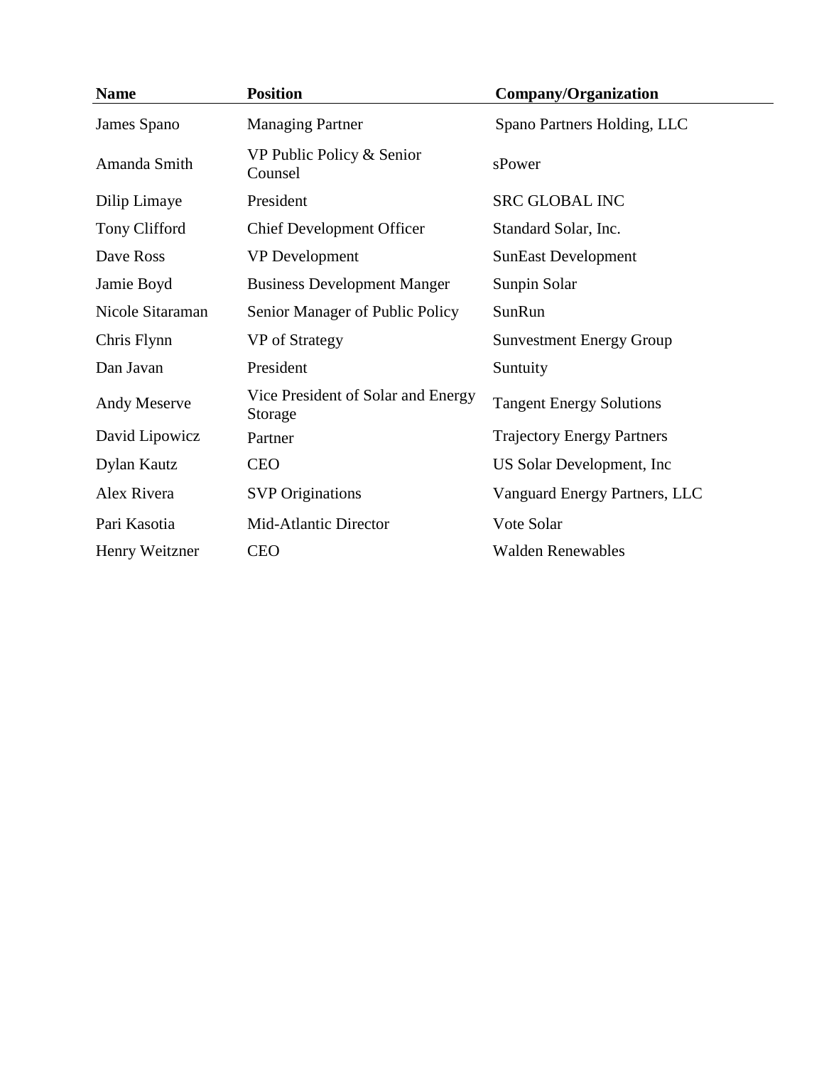| Name | Position | Company/Organization |
| --- | --- | --- |
| James Spano | Managing Partner | Spano Partners Holding, LLC |
| Amanda Smith | VP Public Policy & Senior Counsel | sPower |
| Dilip Limaye | President | SRC GLOBAL INC |
| Tony Clifford | Chief Development Officer | Standard Solar, Inc. |
| Dave Ross | VP Development | SunEast Development |
| Jamie Boyd | Business Development Manger | Sunpin Solar |
| Nicole Sitaraman | Senior Manager of Public Policy | SunRun |
| Chris Flynn | VP of Strategy | Sunvestment Energy Group |
| Dan Javan | President | Suntuity |
| Andy Meserve | Vice President of Solar and Energy Storage | Tangent Energy Solutions |
| David Lipowicz | Partner | Trajectory Energy Partners |
| Dylan Kautz | CEO | US Solar Development, Inc |
| Alex Rivera | SVP Originations | Vanguard Energy Partners, LLC |
| Pari Kasotia | Mid-Atlantic Director | Vote Solar |
| Henry Weitzner | CEO | Walden Renewables |